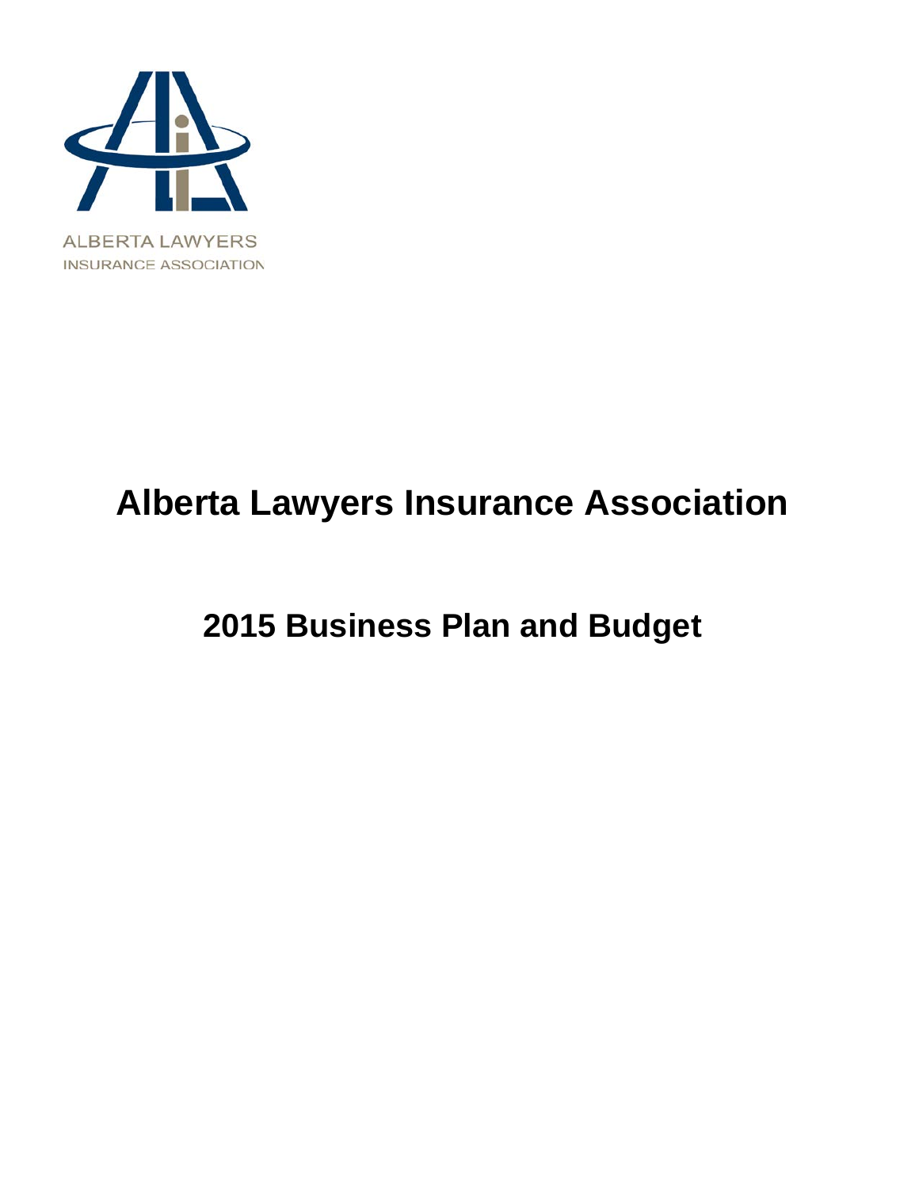ALBERTA LAWYERS
INSURANCE ASSOCIATION

# Alberta Lawyers Insurance Association

## 2015 Business Plan and Budget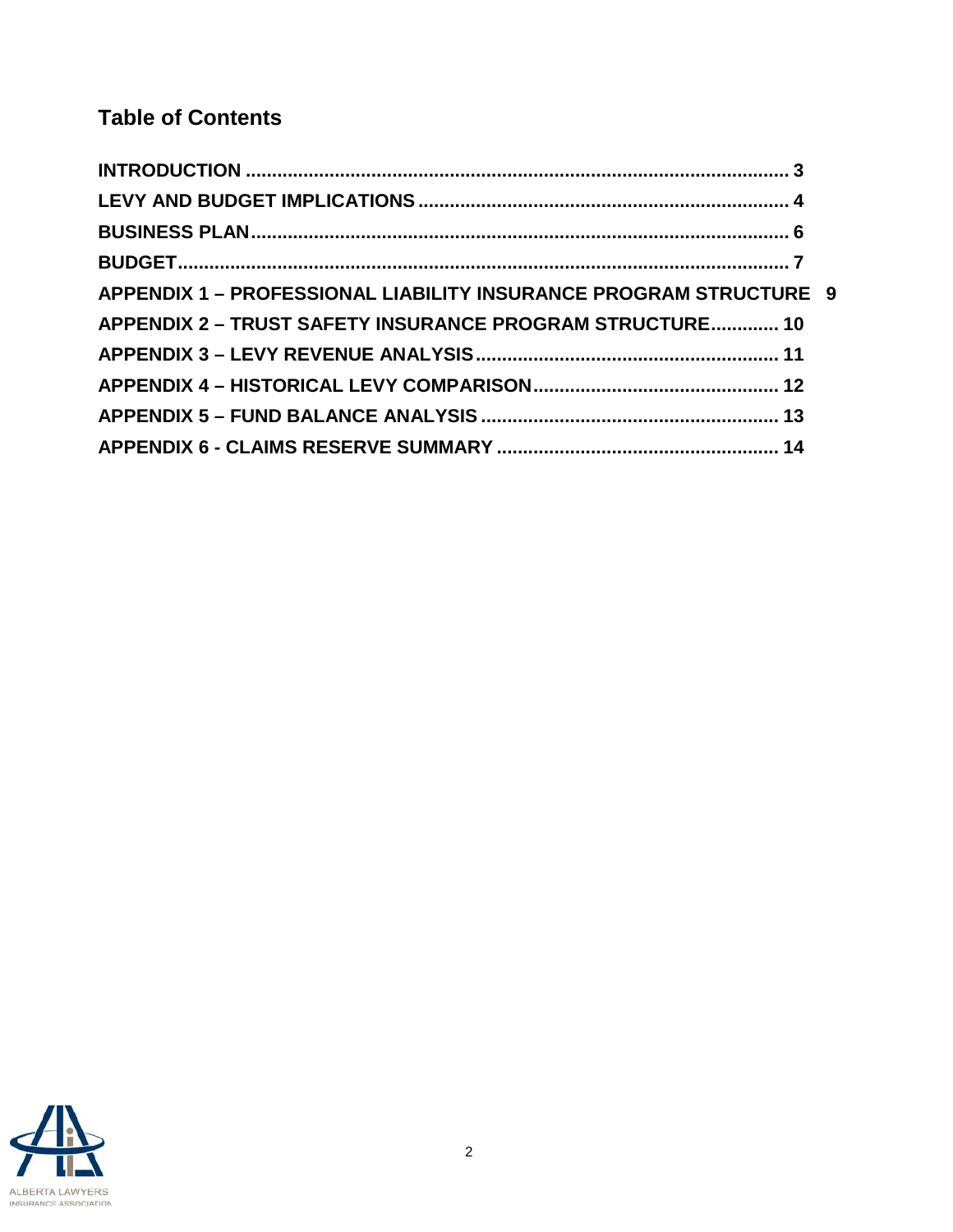## Table of Contents

**INTRODUCTION** ........................................................................................................ **3**

**LEVY AND BUDGET IMPLICATIONS** ........................................................................ **4**

**BUSINESS PLAN** ........................................................................................................ **6**

**BUDGET** ...................................................................................................................... **7**

**APPENDIX 1 – PROFESSIONAL LIABILITY INSURANCE PROGRAM STRUCTURE 9**

**APPENDIX 2 – TRUST SAFETY INSURANCE PROGRAM STRUCTURE** ............. **10**

**APPENDIX 3 – LEVY REVENUE ANALYSIS** ........................................................... **11**

**APPENDIX 4 – HISTORICAL LEVY COMPARISON** ................................................ **12**

**APPENDIX 5 – FUND BALANCE ANALYSIS** ........................................................... **13**

**APPENDIX 6 - CLAIMS RESERVE SUMMARY** ....................................................... **14**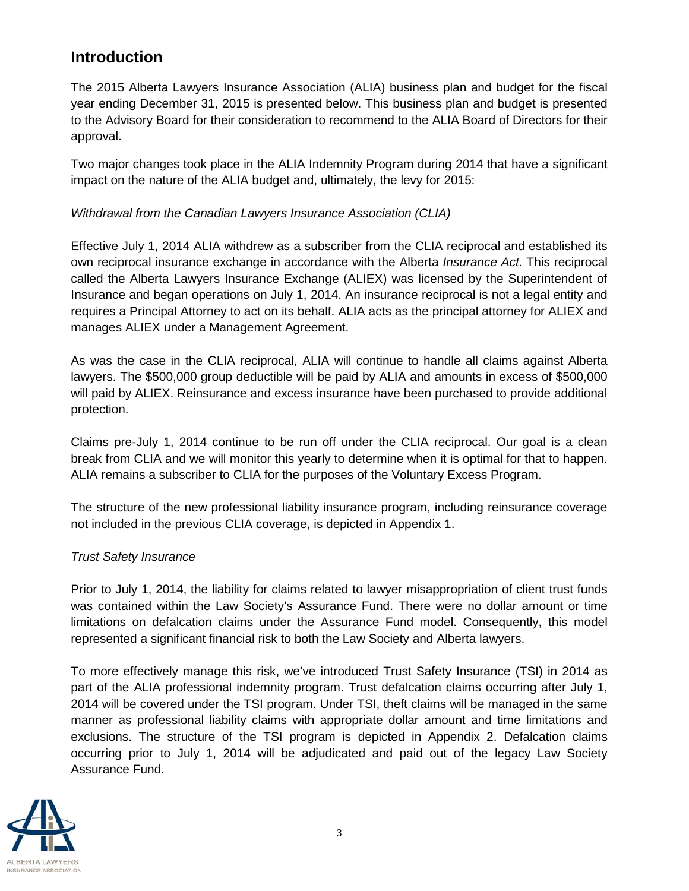## Introduction

The 2015 Alberta Lawyers Insurance Association (ALIA) business plan and budget for the fiscal year ending December 31, 2015 is presented below. This business plan and budget is presented to the Advisory Board for their consideration to recommend to the ALIA Board of Directors for their approval.

Two major changes took place in the ALIA Indemnity Program during 2014 that have a significant impact on the nature of the ALIA budget and, ultimately, the levy for 2015:

*Withdrawal from the Canadian Lawyers Insurance Association (CLIA)*

Effective July 1, 2014 ALIA withdrew as a subscriber from the CLIA reciprocal and established its own reciprocal insurance exchange in accordance with the Alberta *Insurance Act.* This reciprocal called the Alberta Lawyers Insurance Exchange (ALIEX) was licensed by the Superintendent of Insurance and began operations on July 1, 2014. An insurance reciprocal is not a legal entity and requires a Principal Attorney to act on its behalf. ALIA acts as the principal attorney for ALIEX and manages ALIEX under a Management Agreement.

As was the case in the CLIA reciprocal, ALIA will continue to handle all claims against Alberta lawyers. The $500,000 group deductible will be paid by ALIA and amounts in excess of $500,000 will paid by ALIEX. Reinsurance and excess insurance have been purchased to provide additional protection.

Claims pre-July 1, 2014 continue to be run off under the CLIA reciprocal. Our goal is a clean break from CLIA and we will monitor this yearly to determine when it is optimal for that to happen. ALIA remains a subscriber to CLIA for the purposes of the Voluntary Excess Program.

The structure of the new professional liability insurance program, including reinsurance coverage not included in the previous CLIA coverage, is depicted in Appendix 1.

*Trust Safety Insurance*

Prior to July 1, 2014, the liability for claims related to lawyer misappropriation of client trust funds was contained within the Law Society's Assurance Fund. There were no dollar amount or time limitations on defalcation claims under the Assurance Fund model. Consequently, this model represented a significant financial risk to both the Law Society and Alberta lawyers.

To more effectively manage this risk, we've introduced Trust Safety Insurance (TSI) in 2014 as part of the ALIA professional indemnity program. Trust defalcation claims occurring after July 1, 2014 will be covered under the TSI program. Under TSI, theft claims will be managed in the same manner as professional liability claims with appropriate dollar amount and time limitations and exclusions. The structure of the TSI program is depicted in Appendix 2. Defalcation claims occurring prior to July 1, 2014 will be adjudicated and paid out of the legacy Law Society Assurance Fund.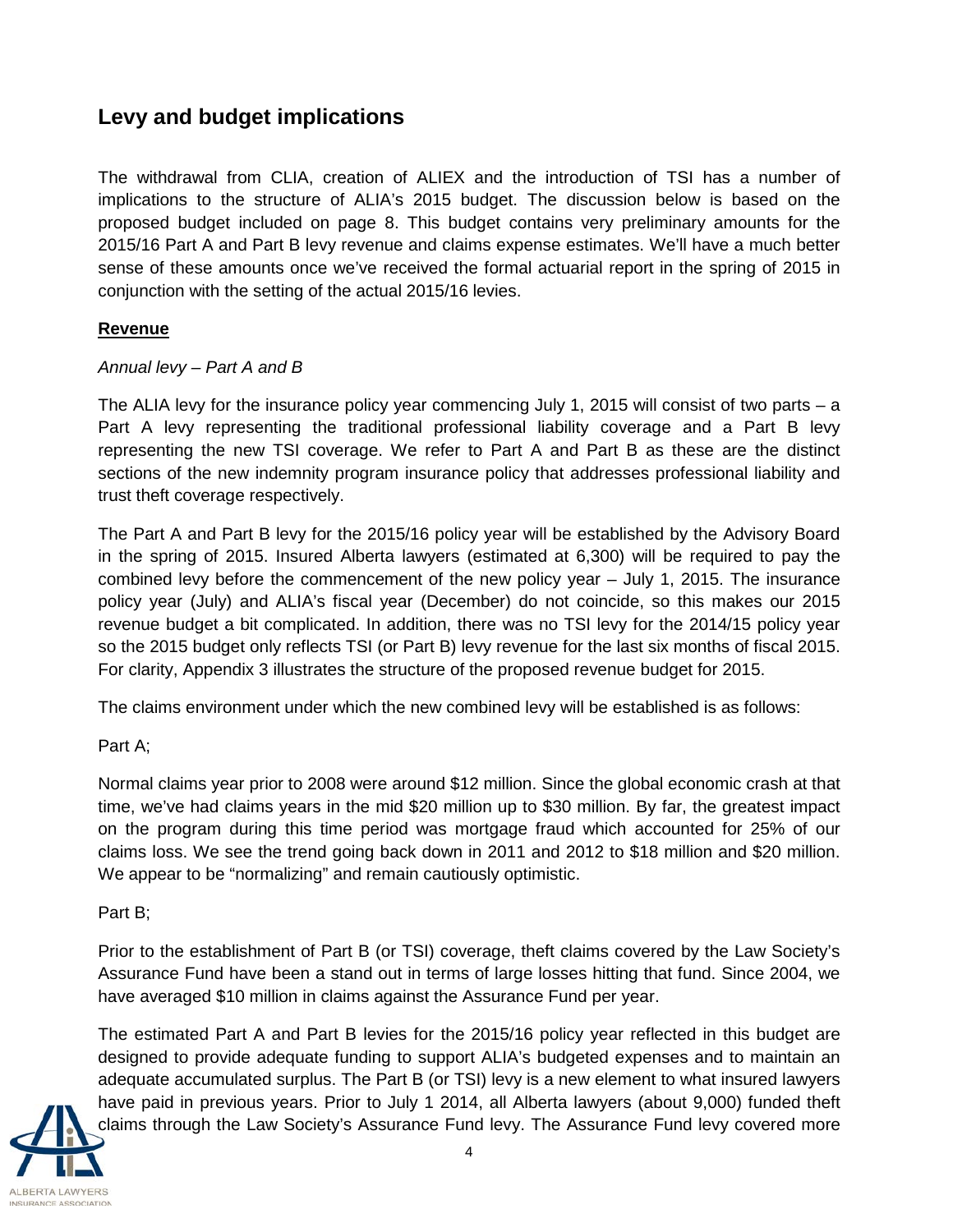## Levy and budget implications

The withdrawal from CLIA, creation of ALIEX and the introduction of TSI has a number of implications to the structure of ALIA's 2015 budget. The discussion below is based on the proposed budget included on page 8. This budget contains very preliminary amounts for the 2015/16 Part A and Part B levy revenue and claims expense estimates. We'll have a much better sense of these amounts once we've received the formal actuarial report in the spring of 2015 in conjunction with the setting of the actual 2015/16 levies.

### **<u>Revenue</u>**

*Annual levy – Part A and B*

The ALIA levy for the insurance policy year commencing July 1, 2015 will consist of two parts – a Part A levy representing the traditional professional liability coverage and a Part B levy representing the new TSI coverage. We refer to Part A and Part B as these are the distinct sections of the new indemnity program insurance policy that addresses professional liability and trust theft coverage respectively.

The Part A and Part B levy for the 2015/16 policy year will be established by the Advisory Board in the spring of 2015. Insured Alberta lawyers (estimated at 6,300) will be required to pay the combined levy before the commencement of the new policy year – July 1, 2015. The insurance policy year (July) and ALIA's fiscal year (December) do not coincide, so this makes our 2015 revenue budget a bit complicated. In addition, there was no TSI levy for the 2014/15 policy year so the 2015 budget only reflects TSI (or Part B) levy revenue for the last six months of fiscal 2015. For clarity, Appendix 3 illustrates the structure of the proposed revenue budget for 2015.

The claims environment under which the new combined levy will be established is as follows:

Part A;

Normal claims year prior to 2008 were around \$12 million. Since the global economic crash at that time, we've had claims years in the mid \$20 million up to \$30 million. By far, the greatest impact on the program during this time period was mortgage fraud which accounted for 25% of our claims loss. We see the trend going back down in 2011 and 2012 to \$18 million and \$20 million. We appear to be "normalizing" and remain cautiously optimistic.

Part B;

Prior to the establishment of Part B (or TSI) coverage, theft claims covered by the Law Society's Assurance Fund have been a stand out in terms of large losses hitting that fund. Since 2004, we have averaged \$10 million in claims against the Assurance Fund per year.

The estimated Part A and Part B levies for the 2015/16 policy year reflected in this budget are designed to provide adequate funding to support ALIA's budgeted expenses and to maintain an adequate accumulated surplus. The Part B (or TSI) levy is a new element to what insured lawyers have paid in previous years. Prior to July 1 2014, all Alberta lawyers (about 9,000) funded theft claims through the Law Society's Assurance Fund levy. The Assurance Fund levy covered more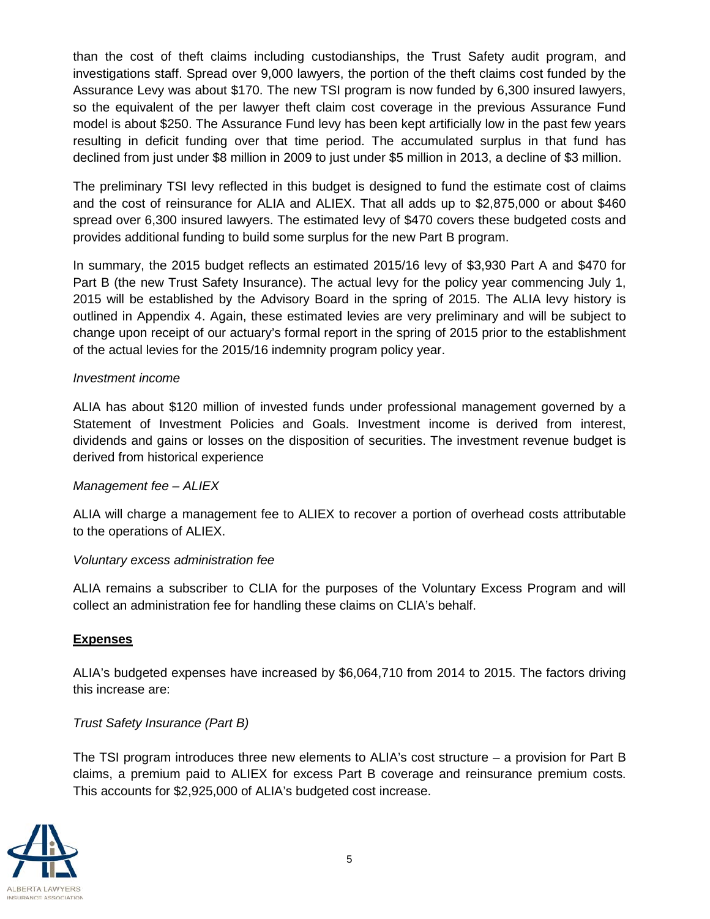than the cost of theft claims including custodianships, the Trust Safety audit program, and investigations staff. Spread over 9,000 lawyers, the portion of the theft claims cost funded by the Assurance Levy was about $170. The new TSI program is now funded by 6,300 insured lawyers, so the equivalent of the per lawyer theft claim cost coverage in the previous Assurance Fund model is about $250. The Assurance Fund levy has been kept artificially low in the past few years resulting in deficit funding over that time period. The accumulated surplus in that fund has declined from just under $8 million in 2009 to just under $5 million in 2013, a decline of $3 million.

The preliminary TSI levy reflected in this budget is designed to fund the estimate cost of claims and the cost of reinsurance for ALIA and ALIEX. That all adds up to $2,875,000 or about $460 spread over 6,300 insured lawyers. The estimated levy of $470 covers these budgeted costs and provides additional funding to build some surplus for the new Part B program.

In summary, the 2015 budget reflects an estimated 2015/16 levy of $3,930 Part A and $470 for Part B (the new Trust Safety Insurance). The actual levy for the policy year commencing July 1, 2015 will be established by the Advisory Board in the spring of 2015. The ALIA levy history is outlined in Appendix 4. Again, these estimated levies are very preliminary and will be subject to change upon receipt of our actuary's formal report in the spring of 2015 prior to the establishment of the actual levies for the 2015/16 indemnity program policy year.

*Investment income*

ALIA has about $120 million of invested funds under professional management governed by a Statement of Investment Policies and Goals. Investment income is derived from interest, dividends and gains or losses on the disposition of securities. The investment revenue budget is derived from historical experience

*Management fee – ALIEX*

ALIA will charge a management fee to ALIEX to recover a portion of overhead costs attributable to the operations of ALIEX.

*Voluntary excess administration fee*

ALIA remains a subscriber to CLIA for the purposes of the Voluntary Excess Program and will collect an administration fee for handling these claims on CLIA's behalf.

**Expenses**

ALIA's budgeted expenses have increased by $6,064,710 from 2014 to 2015. The factors driving this increase are:

*Trust Safety Insurance (Part B)*

The TSI program introduces three new elements to ALIA's cost structure – a provision for Part B claims, a premium paid to ALIEX for excess Part B coverage and reinsurance premium costs. This accounts for $2,925,000 of ALIA's budgeted cost increase.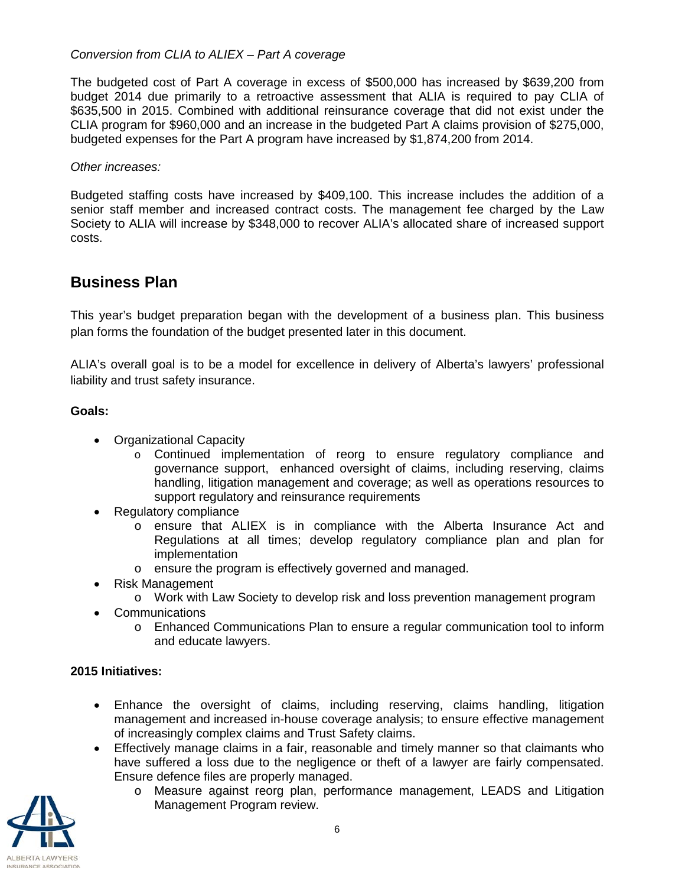*Conversion from CLIA to ALIEX – Part A coverage*

The budgeted cost of Part A coverage in excess of $500,000 has increased by $639,200 from budget 2014 due primarily to a retroactive assessment that ALIA is required to pay CLIA of $635,500 in 2015. Combined with additional reinsurance coverage that did not exist under the CLIA program for $960,000 and an increase in the budgeted Part A claims provision of $275,000, budgeted expenses for the Part A program have increased by $1,874,200 from 2014.

*Other increases:*

Budgeted staffing costs have increased by $409,100. This increase includes the addition of a senior staff member and increased contract costs. The management fee charged by the Law Society to ALIA will increase by $348,000 to recover ALIA's allocated share of increased support costs.

## Business Plan

This year's budget preparation began with the development of a business plan. This business plan forms the foundation of the budget presented later in this document.

ALIA's overall goal is to be a model for excellence in delivery of Alberta's lawyers' professional liability and trust safety insurance.

**Goals:**

- Organizational Capacity
  - Continued implementation of reorg to ensure regulatory compliance and governance support, enhanced oversight of claims, including reserving, claims handling, litigation management and coverage; as well as operations resources to support regulatory and reinsurance requirements
- Regulatory compliance
  - ensure that ALIEX is in compliance with the Alberta Insurance Act and Regulations at all times; develop regulatory compliance plan and plan for implementation
  - ensure the program is effectively governed and managed.
- Risk Management
  - Work with Law Society to develop risk and loss prevention management program
- Communications
  - Enhanced Communications Plan to ensure a regular communication tool to inform and educate lawyers.

**2015 Initiatives:**

- Enhance the oversight of claims, including reserving, claims handling, litigation management and increased in-house coverage analysis; to ensure effective management of increasingly complex claims and Trust Safety claims.
- Effectively manage claims in a fair, reasonable and timely manner so that claimants who have suffered a loss due to the negligence or theft of a lawyer are fairly compensated. Ensure defence files are properly managed.
  - Measure against reorg plan, performance management, LEADS and Litigation Management Program review.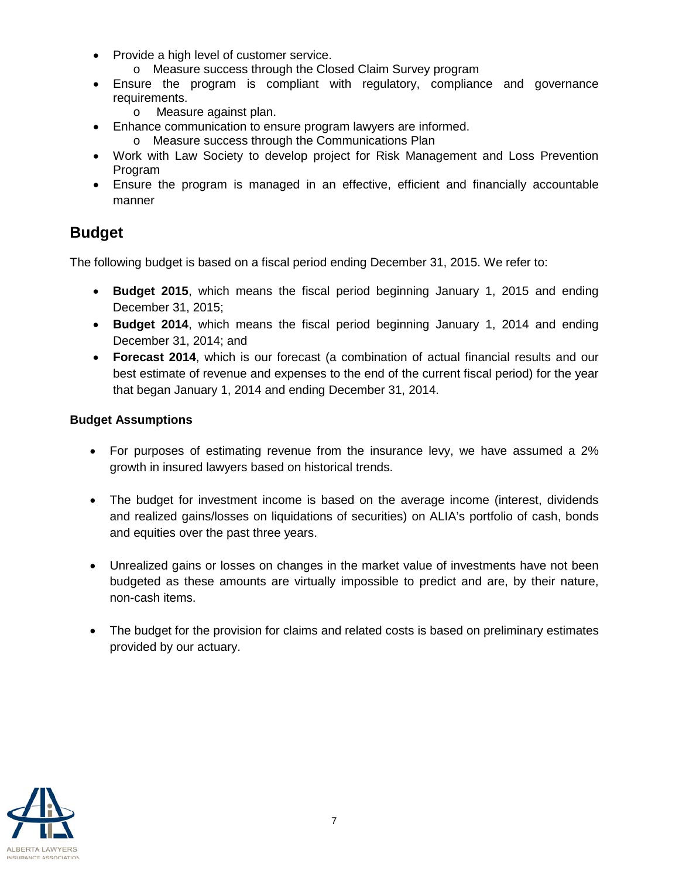- Provide a high level of customer service.
  - Measure success through the Closed Claim Survey program
- Ensure the program is compliant with regulatory, compliance and governance requirements.
  - Measure against plan.
- Enhance communication to ensure program lawyers are informed.
  - Measure success through the Communications Plan
- Work with Law Society to develop project for Risk Management and Loss Prevention Program
- Ensure the program is managed in an effective, efficient and financially accountable manner

## Budget

The following budget is based on a fiscal period ending December 31, 2015. We refer to:

- **Budget 2015**, which means the fiscal period beginning January 1, 2015 and ending December 31, 2015;
- **Budget 2014**, which means the fiscal period beginning January 1, 2014 and ending December 31, 2014; and
- **Forecast 2014**, which is our forecast (a combination of actual financial results and our best estimate of revenue and expenses to the end of the current fiscal period) for the year that began January 1, 2014 and ending December 31, 2014.

### Budget Assumptions

- For purposes of estimating revenue from the insurance levy, we have assumed a 2% growth in insured lawyers based on historical trends.
- The budget for investment income is based on the average income (interest, dividends and realized gains/losses on liquidations of securities) on ALIA's portfolio of cash, bonds and equities over the past three years.
- Unrealized gains or losses on changes in the market value of investments have not been budgeted as these amounts are virtually impossible to predict and are, by their nature, non-cash items.
- The budget for the provision for claims and related costs is based on preliminary estimates provided by our actuary.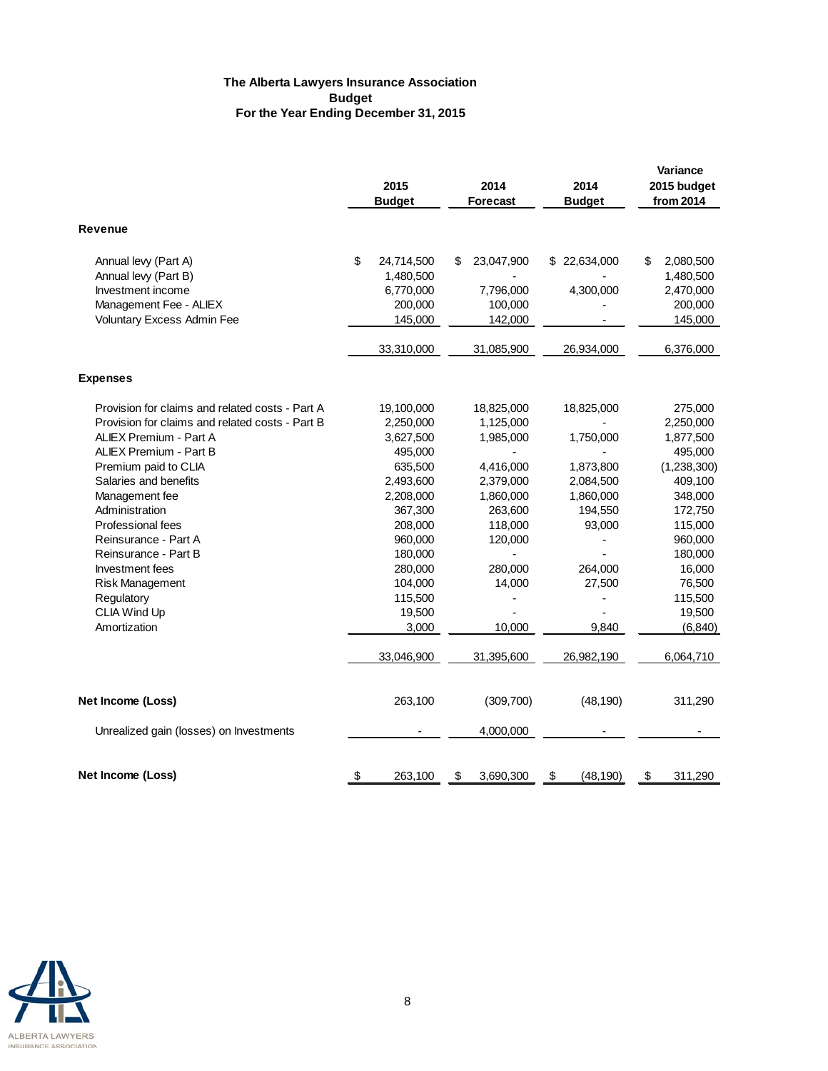**The Alberta Lawyers Insurance Association**
**Budget**
**For the Year Ending December 31, 2015**

| | 2015 Budget | 2014 Forecast | 2014 Budget | Variance 2015 budget from 2014 |
|---|---|---|---|---|
| **Revenue** | | | | |
| Annual levy (Part A) | $ 24,714,500 | $ 23,047,900 | $ 22,634,000 | $ 2,080,500 |
| Annual levy (Part B) | 1,480,500 | - | - | 1,480,500 |
| Investment income | 6,770,000 | 7,796,000 | 4,300,000 | 2,470,000 |
| Management Fee - ALIEX | 200,000 | 100,000 | - | 200,000 |
| Voluntary Excess Admin Fee | 145,000 | 142,000 | - | 145,000 |
| | 33,310,000 | 31,085,900 | 26,934,000 | 6,376,000 |
| **Expenses** | | | | |
| Provision for claims and related costs - Part A | 19,100,000 | 18,825,000 | 18,825,000 | 275,000 |
| Provision for claims and related costs - Part B | 2,250,000 | 1,125,000 | - | 2,250,000 |
| ALIEX Premium - Part A | 3,627,500 | 1,985,000 | 1,750,000 | 1,877,500 |
| ALIEX Premium - Part B | 495,000 | - | - | 495,000 |
| Premium paid to CLIA | 635,500 | 4,416,000 | 1,873,800 | (1,238,300) |
| Salaries and benefits | 2,493,600 | 2,379,000 | 2,084,500 | 409,100 |
| Management fee | 2,208,000 | 1,860,000 | 1,860,000 | 348,000 |
| Administration | 367,300 | 263,600 | 194,550 | 172,750 |
| Professional fees | 208,000 | 118,000 | 93,000 | 115,000 |
| Reinsurance - Part A | 960,000 | 120,000 | - | 960,000 |
| Reinsurance - Part B | 180,000 | - | - | 180,000 |
| Investment fees | 280,000 | 280,000 | 264,000 | 16,000 |
| Risk Management | 104,000 | 14,000 | 27,500 | 76,500 |
| Regulatory | 115,500 | - | - | 115,500 |
| CLIA Wind Up | 19,500 | - | - | 19,500 |
| Amortization | 3,000 | 10,000 | 9,840 | (6,840) |
| | 33,046,900 | 31,395,600 | 26,982,190 | 6,064,710 |
| **Net Income (Loss)** | 263,100 | (309,700) | (48,190) | 311,290 |
| Unrealized gain (losses) on Investments | - | 4,000,000 | - | - |
| **Net Income (Loss)** | $ 263,100 | $ 3,690,300 | $ (48,190) | $ 311,290 |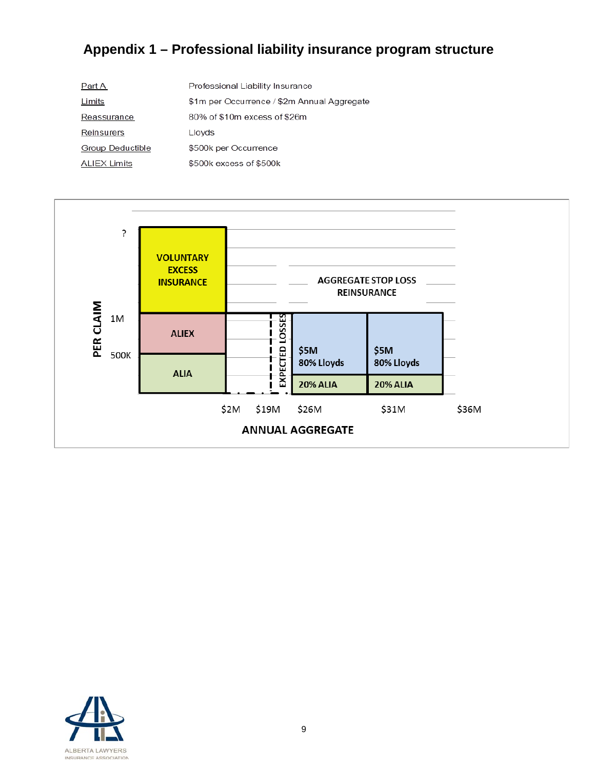# Appendix 1 – Professional liability insurance program structure

| | |
|---|---|
| Part A | Professional Liability Insurance |
| Limits | $1m per Occurrence / $2m Annual Aggregate |
| Reassurance | 80% of $10m excess of $26m |
| Reinsurers | Lloyds |
| Group Deductible | $500k per Occurrence |
| ALIEX Limits | $500k excess of $500k |

PER CLAIM

?

1M

500K

VOLUNTARY EXCESS INSURANCE

ALIEX

ALIA

EXPECTED LOSSES

AGGREGATE STOP LOSS REINSURANCE

$5M 80% Lloyds

20% ALIA

$5M 80% Lloyds

20% ALIA

$2M $19M $26M $31M $36M

ANNUAL AGGREGATE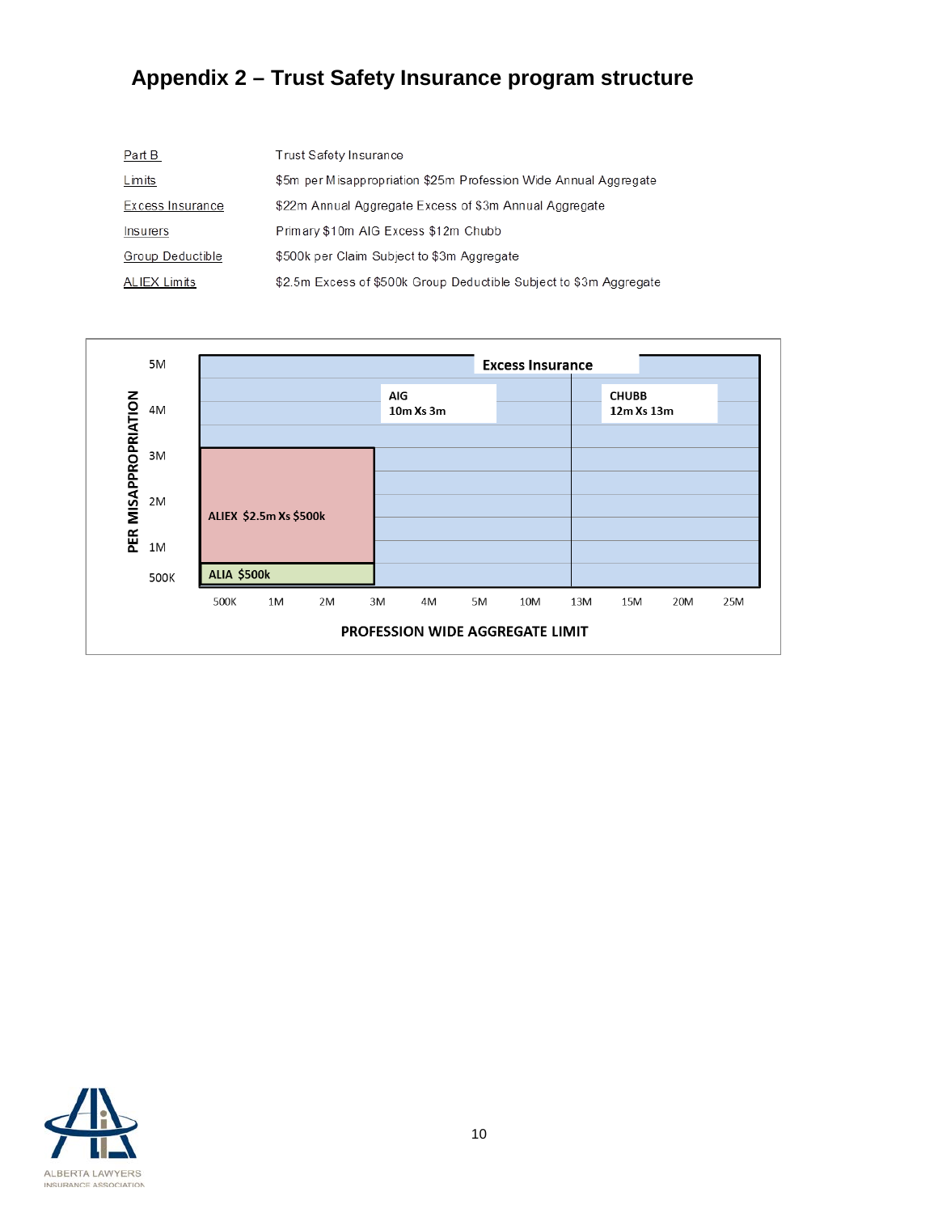## Appendix 2 – Trust Safety Insurance program structure

| | |
|---|---|
| Part B | Trust Safety Insurance |
| Limits | $5m per Misappropriation $25m Profession Wide Annual Aggregate |
| Excess Insurance | $22m Annual Aggregate Excess of $3m Annual Aggregate |
| Insurers | Primary $10m AIG Excess $12m Chubb |
| Group Deductible | $500k per Claim Subject to $3m Aggregate |
| ALIEX Limits | $2.5m Excess of $500k Group Deductible Subject to $3m Aggregate |

Excess Insurance

AIG
10m Xs 3m

CHUBB
12m Xs 13m

ALIEX $2.5m Xs $500k

ALIA $500k

PER MISAPPROPRIATION: 500K, 1M, 2M, 3M, 4M, 5M

PROFESSION WIDE AGGREGATE LIMIT: 500K, 1M, 2M, 3M, 4M, 5M, 10M, 13M, 15M, 20M, 25M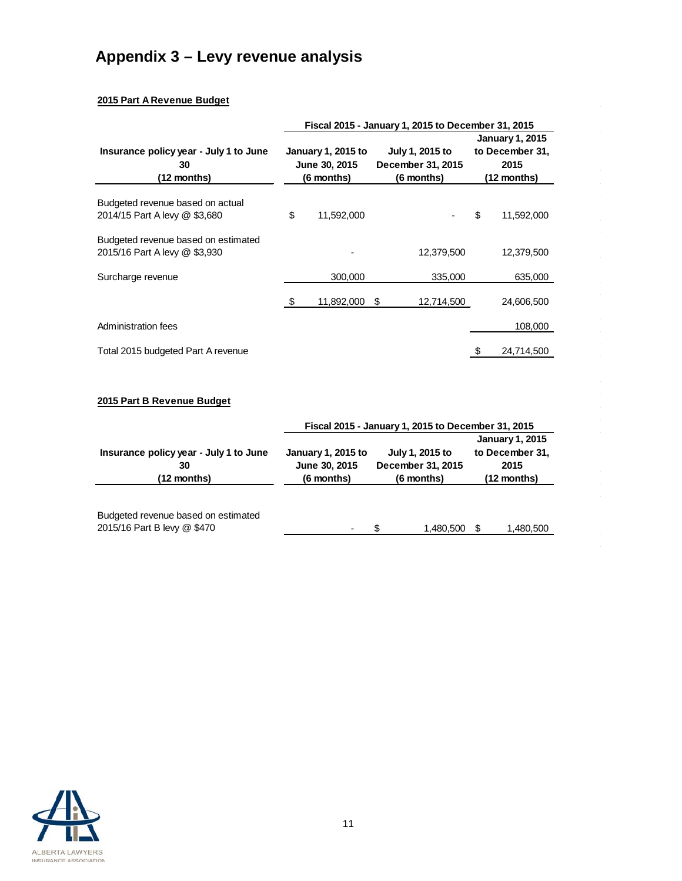# Appendix 3 – Levy revenue analysis

**2015 Part A Revenue Budget**

| Insurance policy year - July 1 to June 30 (12 months) | Fiscal 2015 - January 1, 2015 to December 31, 2015 | | |
|---|---|---|---|
| | **January 1, 2015 to June 30, 2015 (6 months)** | **July 1, 2015 to December 31, 2015 (6 months)** | **January 1, 2015 to December 31, 2015 (12 months)** |
| Budgeted revenue based on actual 2014/15 Part A levy @ $3,680 | $ 11,592,000 | - | $ 11,592,000 |
| Budgeted revenue based on estimated 2015/16 Part A levy @ $3,930 | - | 12,379,500 | 12,379,500 |
| Surcharge revenue | 300,000 | 335,000 | 635,000 |
| | $ 11,892,000 | $ 12,714,500 | 24,606,500 |
| Administration fees | | | 108,000 |
| Total 2015 budgeted Part A revenue | | | $ 24,714,500 |

**2015 Part B Revenue Budget**

| Insurance policy year - July 1 to June 30 (12 months) | Fiscal 2015 - January 1, 2015 to December 31, 2015 | | |
|---|---|---|---|
| | **January 1, 2015 to June 30, 2015 (6 months)** | **July 1, 2015 to December 31, 2015 (6 months)** | **January 1, 2015 to December 31, 2015 (12 months)** |
| Budgeted revenue based on estimated 2015/16 Part B levy @ $470 | - | $ 1,480,500 | $ 1,480,500 |

ALBERTA LAWYERS INSURANCE ASSOCIATION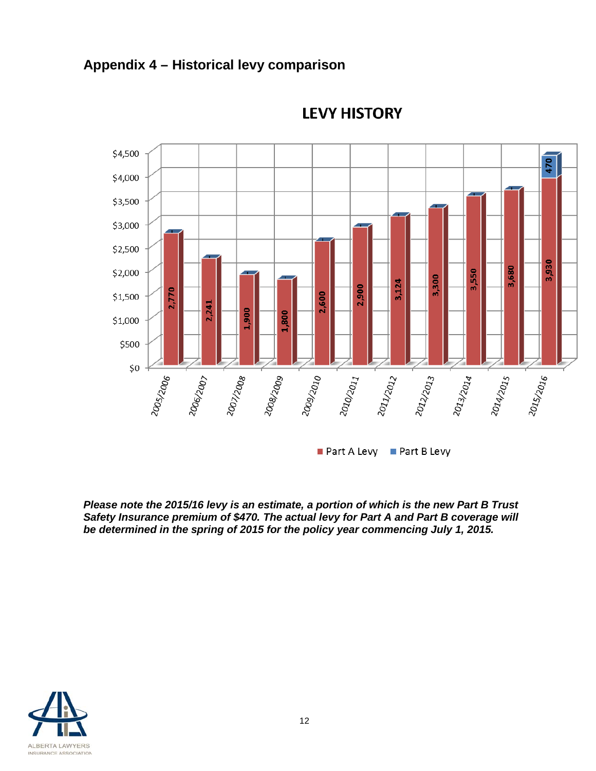## Appendix 4 – Historical levy comparison

**LEVY HISTORY**

| Year | Part A Levy | Part B Levy |
|---|---|---|
| 2005/2006 | 2,770 | |
| 2006/2007 | 2,241 | |
| 2007/2008 | 1,900 | |
| 2008/2009 | 1,800 | |
| 2009/2010 | 2,600 | |
| 2010/2011 | 2,900 | |
| 2011/2012 | 3,124 | |
| 2012/2013 | 3,300 | |
| 2013/2014 | 3,550 | |
| 2014/2015 | 3,680 | |
| 2015/2016 | 3,930 | 470 |

***Please note the 2015/16 levy is an estimate, a portion of which is the new Part B Trust Safety Insurance premium of $470. The actual levy for Part A and Part B coverage will be determined in the spring of 2015 for the policy year commencing July 1, 2015.***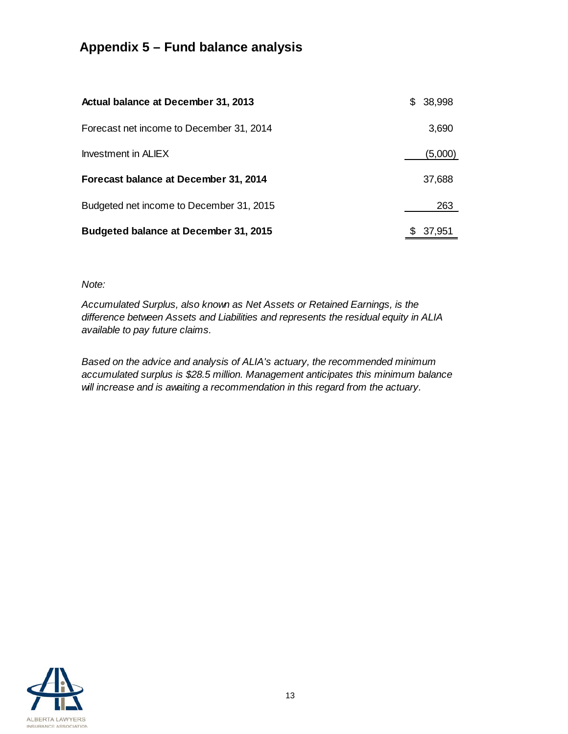## Appendix 5 – Fund balance analysis

| | |
|---|---|
| **Actual balance at December 31, 2013** | $ 38,998 |
| Forecast net income to December 31, 2014 | 3,690 |
| Investment in ALIEX | (5,000) |
| **Forecast balance at December 31, 2014** | 37,688 |
| Budgeted net income to December 31, 2015 | 263 |
| **Budgeted balance at December 31, 2015** | $ 37,951 |

*Note:*

*Accumulated Surplus, also known as Net Assets or Retained Earnings, is the difference between Assets and Liabilities and represents the residual equity in ALIA available to pay future claims.*

*Based on the advice and analysis of ALIA's actuary, the recommended minimum accumulated surplus is $28.5 million. Management anticipates this minimum balance will increase and is awaiting a recommendation in this regard from the actuary.*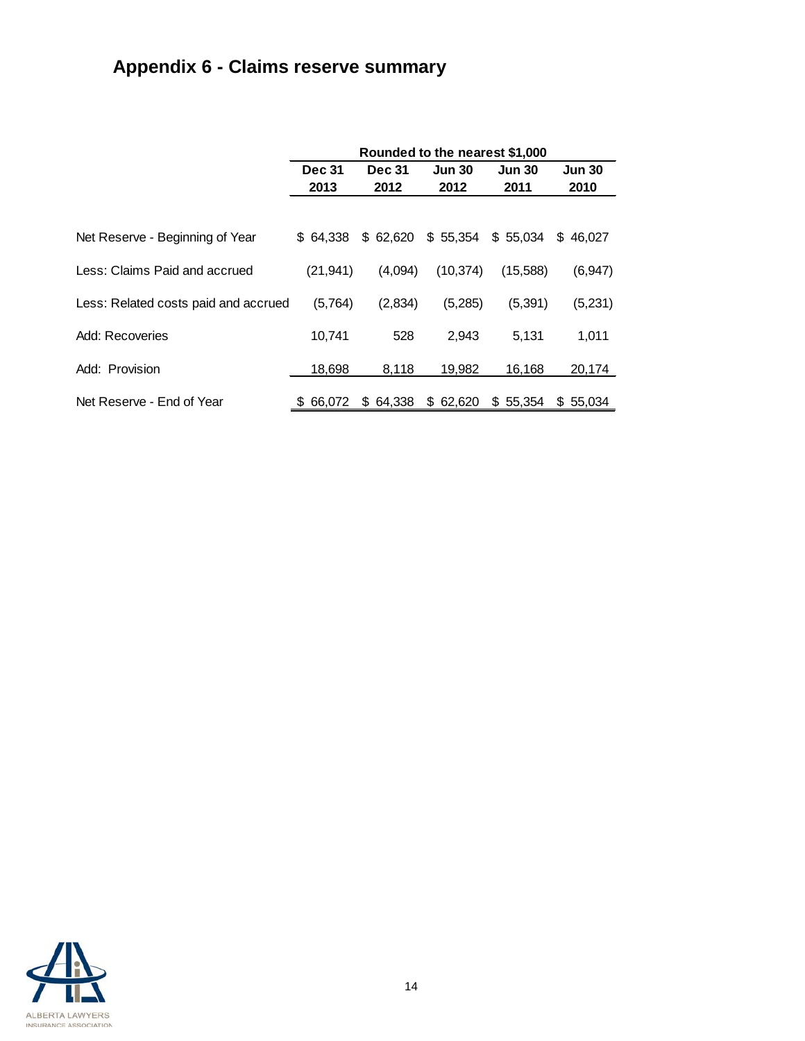# Appendix 6 - Claims reserve summary

| | Rounded to the nearest $1,000 | | | | |
|---|---|---|---|---|---|
| | Dec 31 2013 | Dec 31 2012 | Jun 30 2012 | Jun 30 2011 | Jun 30 2010 |
| Net Reserve - Beginning of Year | $ 64,338 | $ 62,620 | $ 55,354 | $ 55,034 | $ 46,027 |
| Less: Claims Paid and accrued | (21,941) | (4,094) | (10,374) | (15,588) | (6,947) |
| Less: Related costs paid and accrued | (5,764) | (2,834) | (5,285) | (5,391) | (5,231) |
| Add: Recoveries | 10,741 | 528 | 2,943 | 5,131 | 1,011 |
| Add: Provision | 18,698 | 8,118 | 19,982 | 16,168 | 20,174 |
| Net Reserve - End of Year | $ 66,072 | $ 64,338 | $ 62,620 | $ 55,354 | $ 55,034 |

ALBERTA LAWYERS INSURANCE ASSOCIATION